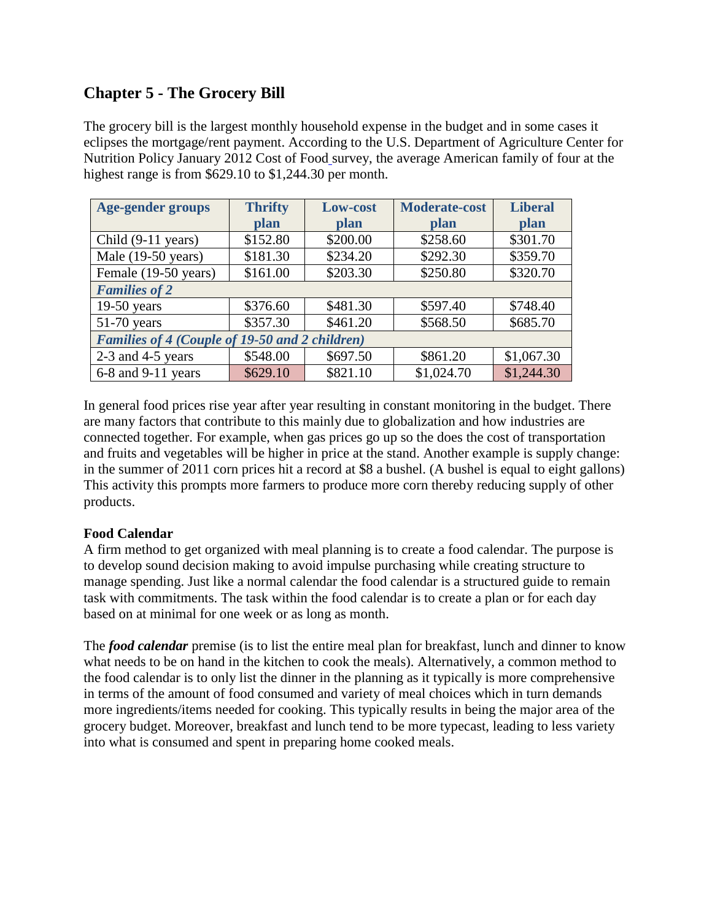# Chapter 5 - The Grocery Bill

The grocery bill is the largest monthly household expense in the budget and in some cases it eclipses the mortgage/rent payment. According to the U.S. Department of Agriculture Center for Nutrition Policy January 2012 Cost of Food survey, the average American family of four at the highest range is from $629.10 to $1,244.30 per month.

| Age-gender groups | Thrifty plan | Low-cost plan | Moderate-cost plan | Liberal plan |
|---|---|---|---|---|
| Child (9-11 years) | $152.80 | $200.00 | $258.60 | $301.70 |
| Male (19-50 years) | $181.30 | $234.20 | $292.30 | $359.70 |
| Female (19-50 years) | $161.00 | $203.30 | $250.80 | $320.70 |
| ***Families of 2*** | | | | |
| 19-50 years | $376.60 | $481.30 | $597.40 | $748.40 |
| 51-70 years | $357.30 | $461.20 | $568.50 | $685.70 |
| ***Families of 4 (Couple of 19-50 and 2 children)*** | | | | |
| 2-3 and 4-5 years | $548.00 | $697.50 | $861.20 | $1,067.30 |
| 6-8 and 9-11 years | $629.10 | $821.10 | $1,024.70 | $1,244.30 |

In general food prices rise year after year resulting in constant monitoring in the budget. There are many factors that contribute to this mainly due to globalization and how industries are connected together. For example, when gas prices go up so the does the cost of transportation and fruits and vegetables will be higher in price at the stand. Another example is supply change: in the summer of 2011 corn prices hit a record at $8 a bushel. (A bushel is equal to eight gallons) This activity this prompts more farmers to produce more corn thereby reducing supply of other products.

**Food Calendar**

A firm method to get organized with meal planning is to create a food calendar. The purpose is to develop sound decision making to avoid impulse purchasing while creating structure to manage spending. Just like a normal calendar the food calendar is a structured guide to remain task with commitments. The task within the food calendar is to create a plan or for each day based on at minimal for one week or as long as month.

The ***food calendar*** premise (is to list the entire meal plan for breakfast, lunch and dinner to know what needs to be on hand in the kitchen to cook the meals). Alternatively, a common method to the food calendar is to only list the dinner in the planning as it typically is more comprehensive in terms of the amount of food consumed and variety of meal choices which in turn demands more ingredients/items needed for cooking. This typically results in being the major area of the grocery budget. Moreover, breakfast and lunch tend to be more typecast, leading to less variety into what is consumed and spent in preparing home cooked meals.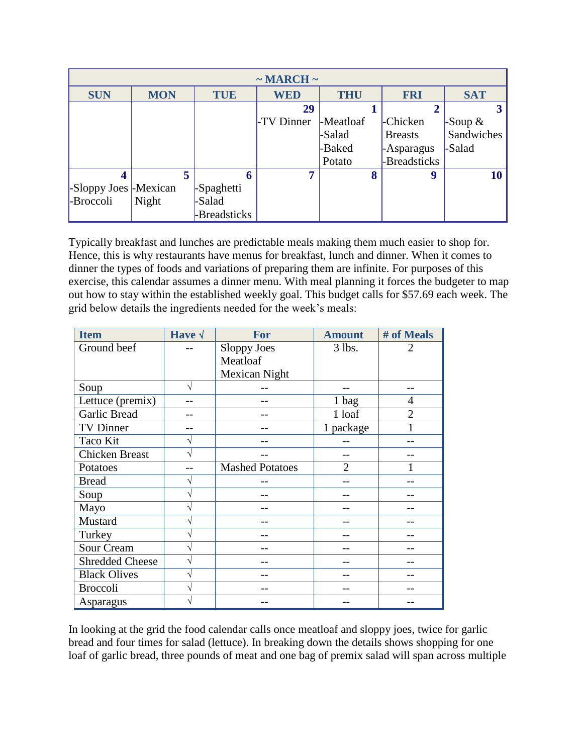| ~ MARCH ~ | | | | | | |
|---|---|---|---|---|---|---|
| **SUN** | **MON** | **TUE** | **WED** | **THU** | **FRI** | **SAT** |
| | | | **29**<br>-TV Dinner | **1**<br>-Meatloaf<br>-Salad<br>-Baked Potato | **2**<br>-Chicken Breasts<br>-Asparagus<br>-Breadsticks | **3**<br>-Soup & Sandwiches<br>-Salad |
| **4**<br>-Sloppy Joes<br>-Broccoli | **5**<br>-Mexican Night | **6**<br>-Spaghetti<br>-Salad<br>-Breadsticks | **7** | **8** | **9** | **10** |

Typically breakfast and lunches are predictable meals making them much easier to shop for. Hence, this is why restaurants have menus for breakfast, lunch and dinner. When it comes to dinner the types of foods and variations of preparing them are infinite. For purposes of this exercise, this calendar assumes a dinner menu. With meal planning it forces the budgeter to map out how to stay within the established weekly goal. This budget calls for $57.69 each week. The grid below details the ingredients needed for the week's meals:

| Item | Have √ | For | Amount | # of Meals |
|---|---|---|---|---|
| Ground beef | -- | Sloppy Joes<br>Meatloaf<br>Mexican Night | 3 lbs. | 2 |
| Soup | √ | -- | -- | -- |
| Lettuce (premix) | -- | -- | 1 bag | 4 |
| Garlic Bread | -- | -- | 1 loaf | 2 |
| TV Dinner | -- | -- | 1 package | 1 |
| Taco Kit | √ | -- | -- | -- |
| Chicken Breast | √ | -- | -- | -- |
| Potatoes | -- | Mashed Potatoes | 2 | 1 |
| Bread | √ | -- | -- | -- |
| Soup | √ | -- | -- | -- |
| Mayo | √ | -- | -- | -- |
| Mustard | √ | -- | -- | -- |
| Turkey | √ | -- | -- | -- |
| Sour Cream | √ | -- | -- | -- |
| Shredded Cheese | √ | -- | -- | -- |
| Black Olives | √ | -- | -- | -- |
| Broccoli | √ | -- | -- | -- |
| Asparagus | √ | -- | -- | -- |

In looking at the grid the food calendar calls once meatloaf and sloppy joes, twice for garlic bread and four times for salad (lettuce). In breaking down the details shows shopping for one loaf of garlic bread, three pounds of meat and one bag of premix salad will span across multiple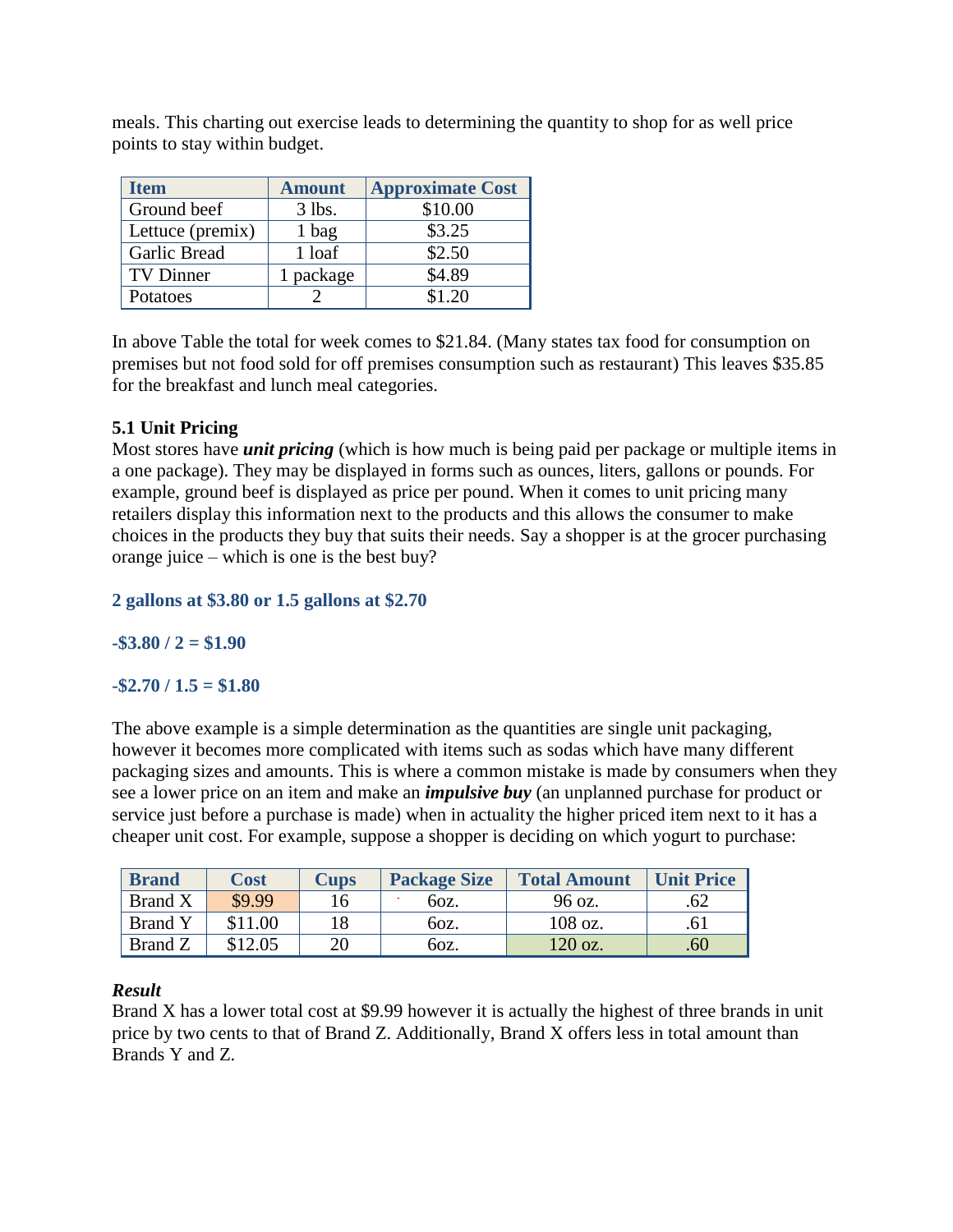meals. This charting out exercise leads to determining the quantity to shop for as well price points to stay within budget.

| Item | Amount | Approximate Cost |
| --- | --- | --- |
| Ground beef | 3 lbs. | $10.00 |
| Lettuce (premix) | 1 bag | $3.25 |
| Garlic Bread | 1 loaf | $2.50 |
| TV Dinner | 1 package | $4.89 |
| Potatoes | 2 | $1.20 |

In above Table the total for week comes to $21.84. (Many states tax food for consumption on premises but not food sold for off premises consumption such as restaurant) This leaves $35.85 for the breakfast and lunch meal categories.

**5.1 Unit Pricing**

Most stores have ***unit pricing*** (which is how much is being paid per package or multiple items in a one package). They may be displayed in forms such as ounces, liters, gallons or pounds. For example, ground beef is displayed as price per pound. When it comes to unit pricing many retailers display this information next to the products and this allows the consumer to make choices in the products they buy that suits their needs. Say a shopper is at the grocer purchasing orange juice – which is one is the best buy?

**2 gallons at $3.80 or 1.5 gallons at $2.70**

**-$3.80 / 2 = $1.90**

**-$2.70 / 1.5 = $1.80**

The above example is a simple determination as the quantities are single unit packaging, however it becomes more complicated with items such as sodas which have many different packaging sizes and amounts. This is where a common mistake is made by consumers when they see a lower price on an item and make an ***impulsive buy*** (an unplanned purchase for product or service just before a purchase is made) when in actuality the higher priced item next to it has a cheaper unit cost. For example, suppose a shopper is deciding on which yogurt to purchase:

| Brand | Cost | Cups | Package Size | Total Amount | Unit Price |
| --- | --- | --- | --- | --- | --- |
| Brand X | $9.99 | 16 | 6oz. | 96 oz. | .62 |
| Brand Y | $11.00 | 18 | 6oz. | 108 oz. | .61 |
| Brand Z | $12.05 | 20 | 6oz. | 120 oz. | .60 |

***Result***

Brand X has a lower total cost at $9.99 however it is actually the highest of three brands in unit price by two cents to that of Brand Z. Additionally, Brand X offers less in total amount than Brands Y and Z.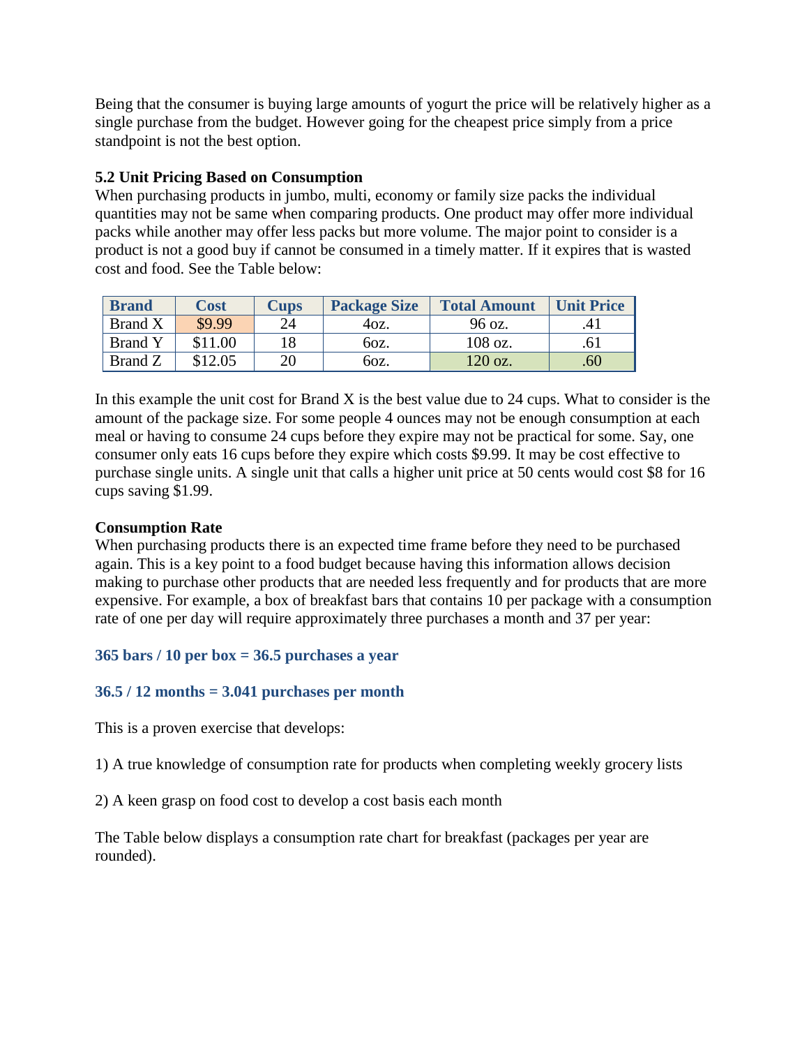Being that the consumer is buying large amounts of yogurt the price will be relatively higher as a single purchase from the budget. However going for the cheapest price simply from a price standpoint is not the best option.

**5.2 Unit Pricing Based on Consumption**

When purchasing products in jumbo, multi, economy or family size packs the individual quantities may not be same when comparing products. One product may offer more individual packs while another may offer less packs but more volume. The major point to consider is a product is not a good buy if cannot be consumed in a timely matter. If it expires that is wasted cost and food. See the Table below:

| Brand | Cost | Cups | Package Size | Total Amount | Unit Price |
|---|---|---|---|---|---|
| Brand X | $9.99 | 24 | 4oz. | 96 oz. | .41 |
| Brand Y | $11.00 | 18 | 6oz. | 108 oz. | .61 |
| Brand Z | $12.05 | 20 | 6oz. | 120 oz. | .60 |

In this example the unit cost for Brand X is the best value due to 24 cups. What to consider is the amount of the package size. For some people 4 ounces may not be enough consumption at each meal or having to consume 24 cups before they expire may not be practical for some. Say, one consumer only eats 16 cups before they expire which costs $9.99. It may be cost effective to purchase single units. A single unit that calls a higher unit price at 50 cents would cost $8 for 16 cups saving $1.99.

**Consumption Rate**

When purchasing products there is an expected time frame before they need to be purchased again. This is a key point to a food budget because having this information allows decision making to purchase other products that are needed less frequently and for products that are more expensive. For example, a box of breakfast bars that contains 10 per package with a consumption rate of one per day will require approximately three purchases a month and 37 per year:

**365 bars / 10 per box = 36.5 purchases a year**

**36.5 / 12 months = 3.041 purchases per month**

This is a proven exercise that develops:

1) A true knowledge of consumption rate for products when completing weekly grocery lists

2) A keen grasp on food cost to develop a cost basis each month

The Table below displays a consumption rate chart for breakfast (packages per year are rounded).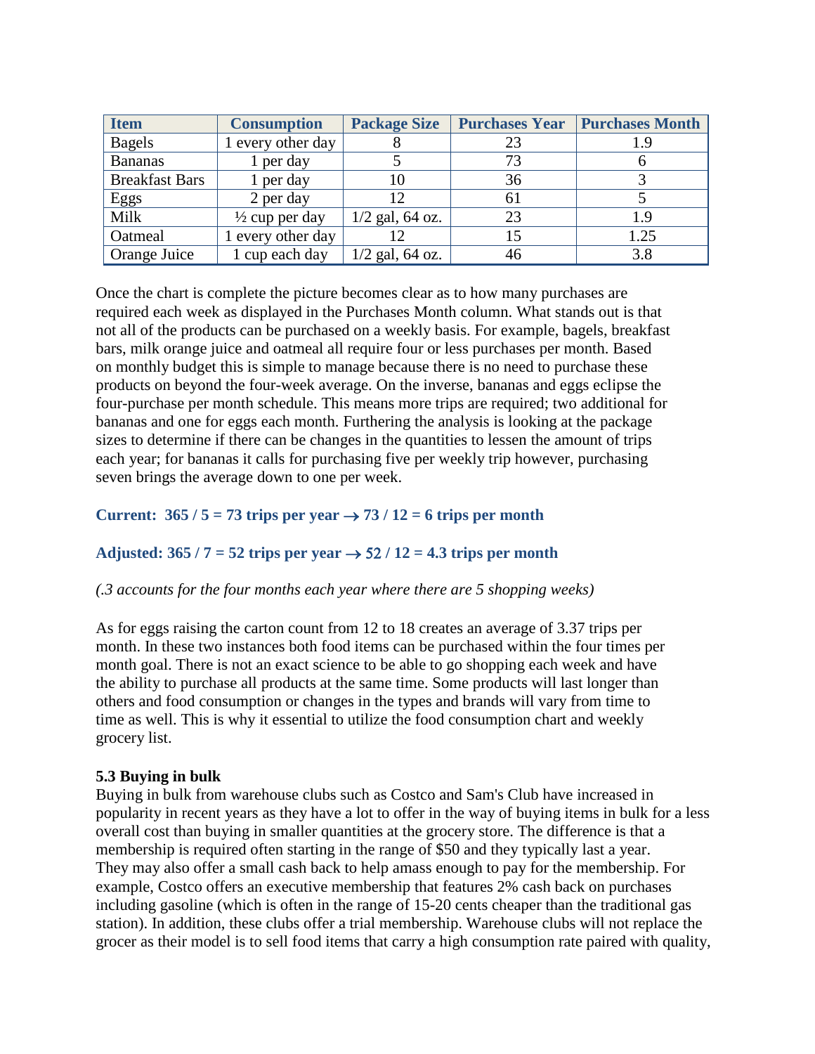| Item | Consumption | Package Size | Purchases Year | Purchases Month |
|---|---|---|---|---|
| Bagels | 1 every other day | 8 | 23 | 1.9 |
| Bananas | 1 per day | 5 | 73 | 6 |
| Breakfast Bars | 1 per day | 10 | 36 | 3 |
| Eggs | 2 per day | 12 | 61 | 5 |
| Milk | ½ cup per day | 1/2 gal, 64 oz. | 23 | 1.9 |
| Oatmeal | 1 every other day | 12 | 15 | 1.25 |
| Orange Juice | 1 cup each day | 1/2 gal, 64 oz. | 46 | 3.8 |

Once the chart is complete the picture becomes clear as to how many purchases are required each week as displayed in the Purchases Month column. What stands out is that not all of the products can be purchased on a weekly basis. For example, bagels, breakfast bars, milk orange juice and oatmeal all require four or less purchases per month. Based on monthly budget this is simple to manage because there is no need to purchase these products on beyond the four-week average. On the inverse, bananas and eggs eclipse the four-purchase per month schedule. This means more trips are required; two additional for bananas and one for eggs each month. Furthering the analysis is looking at the package sizes to determine if there can be changes in the quantities to lessen the amount of trips each year; for bananas it calls for purchasing five per weekly trip however, purchasing seven brings the average down to one per week.

**Current: 365 / 5 = 73 trips per year → 73 / 12 = 6 trips per month**

**Adjusted: 365 / 7 = 52 trips per year → 52 / 12 = 4.3 trips per month**

*(.3 accounts for the four months each year where there are 5 shopping weeks)*

As for eggs raising the carton count from 12 to 18 creates an average of 3.37 trips per month. In these two instances both food items can be purchased within the four times per month goal. There is not an exact science to be able to go shopping each week and have the ability to purchase all products at the same time. Some products will last longer than others and food consumption or changes in the types and brands will vary from time to time as well. This is why it essential to utilize the food consumption chart and weekly grocery list.

### 5.3 Buying in bulk

Buying in bulk from warehouse clubs such as Costco and Sam's Club have increased in popularity in recent years as they have a lot to offer in the way of buying items in bulk for a less overall cost than buying in smaller quantities at the grocery store. The difference is that a membership is required often starting in the range of $50 and they typically last a year. They may also offer a small cash back to help amass enough to pay for the membership. For example, Costco offers an executive membership that features 2% cash back on purchases including gasoline (which is often in the range of 15-20 cents cheaper than the traditional gas station). In addition, these clubs offer a trial membership. Warehouse clubs will not replace the grocer as their model is to sell food items that carry a high consumption rate paired with quality,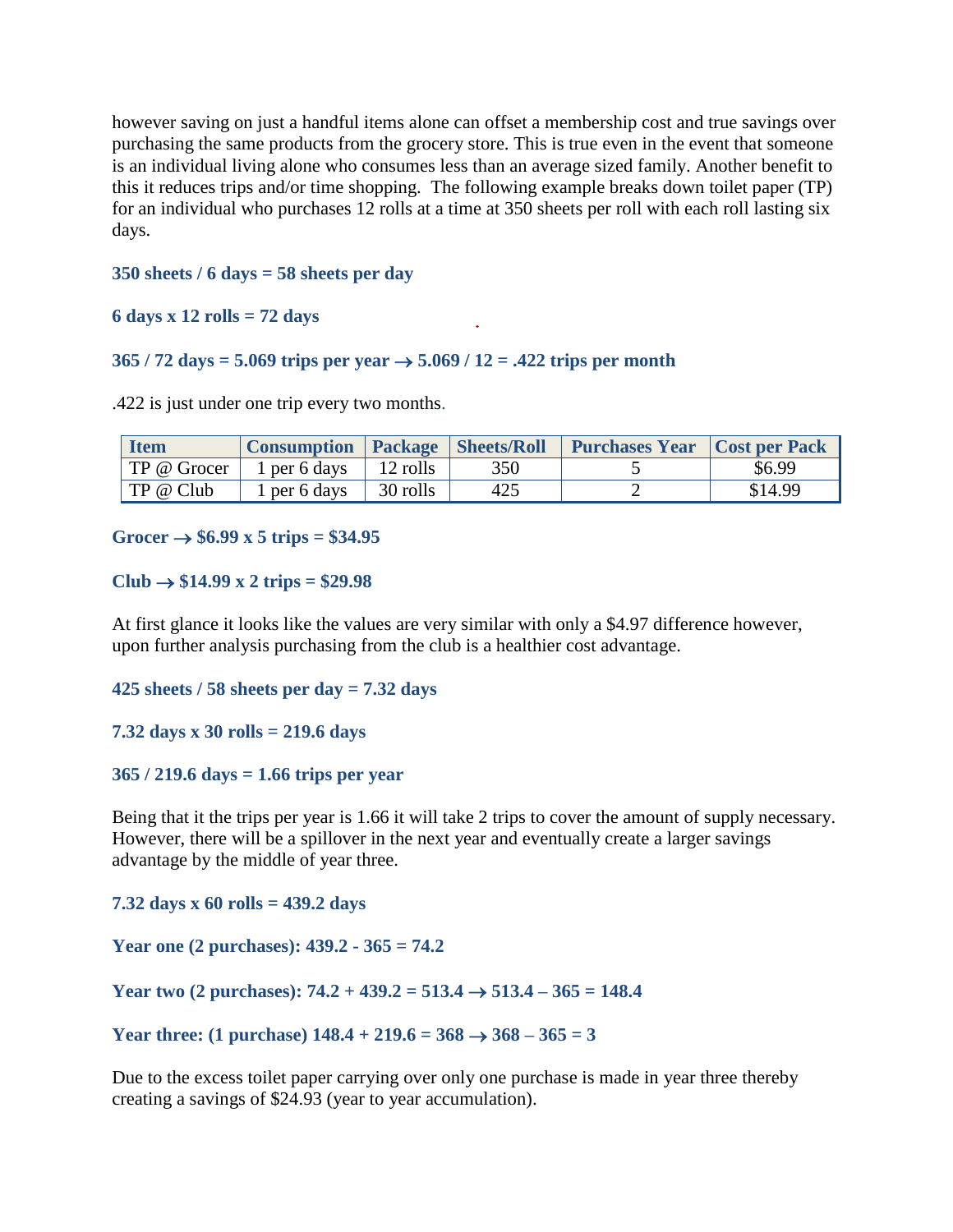however saving on just a handful items alone can offset a membership cost and true savings over purchasing the same products from the grocery store. This is true even in the event that someone is an individual living alone who consumes less than an average sized family. Another benefit to this it reduces trips and/or time shopping. The following example breaks down toilet paper (TP) for an individual who purchases 12 rolls at a time at 350 sheets per roll with each roll lasting six days.

**350 sheets / 6 days = 58 sheets per day**

**6 days x 12 rolls = 72 days**

**365 / 72 days = 5.069 trips per year → 5.069 / 12 = .422 trips per month**

.422 is just under one trip every two months.

| Item | Consumption | Package | Sheets/Roll | Purchases Year | Cost per Pack |
| --- | --- | --- | --- | --- | --- |
| TP @ Grocer | 1 per 6 days | 12 rolls | 350 | 5 | $6.99 |
| TP @ Club | 1 per 6 days | 30 rolls | 425 | 2 | $14.99 |

**Grocer → $6.99 x 5 trips = $34.95**

**Club → $14.99 x 2 trips = $29.98**

At first glance it looks like the values are very similar with only a $4.97 difference however, upon further analysis purchasing from the club is a healthier cost advantage.

**425 sheets / 58 sheets per day = 7.32 days**

**7.32 days x 30 rolls = 219.6 days**

**365 / 219.6 days = 1.66 trips per year**

Being that it the trips per year is 1.66 it will take 2 trips to cover the amount of supply necessary. However, there will be a spillover in the next year and eventually create a larger savings advantage by the middle of year three.

**7.32 days x 60 rolls = 439.2 days**

**Year one (2 purchases): 439.2 - 365 = 74.2**

**Year two (2 purchases): 74.2 + 439.2 = 513.4 → 513.4 – 365 = 148.4**

**Year three: (1 purchase) 148.4 + 219.6 = 368 → 368 – 365 = 3**

Due to the excess toilet paper carrying over only one purchase is made in year three thereby creating a savings of $24.93 (year to year accumulation).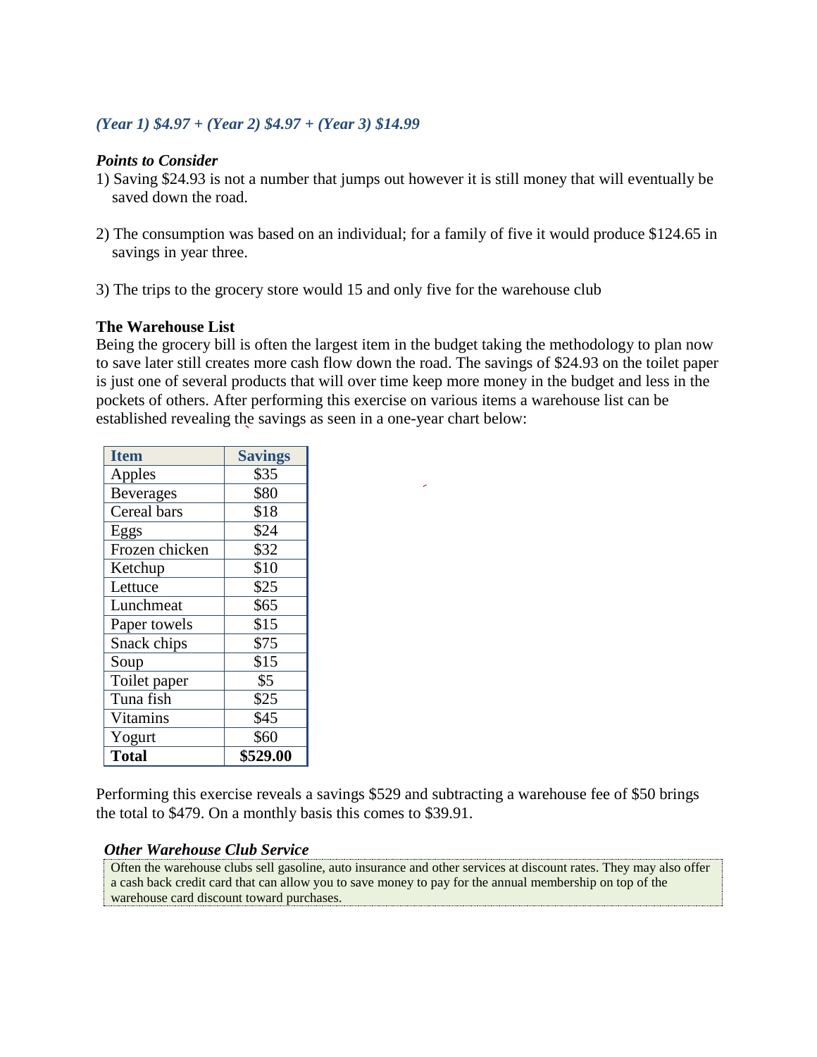*(Year 1) $4.97 + (Year 2) $4.97 + (Year 3) $14.99*

***Points to Consider***

1) Saving $24.93 is not a number that jumps out however it is still money that will eventually be saved down the road.

2) The consumption was based on an individual; for a family of five it would produce $124.65 in savings in year three.

3) The trips to the grocery store would 15 and only five for the warehouse club

**The Warehouse List**

Being the grocery bill is often the largest item in the budget taking the methodology to plan now to save later still creates more cash flow down the road. The savings of $24.93 on the toilet paper is just one of several products that will over time keep more money in the budget and less in the pockets of others. After performing this exercise on various items a warehouse list can be established revealing the savings as seen in a one-year chart below:

| Item | Savings |
|---|---|
| Apples | $35 |
| Beverages | $80 |
| Cereal bars | $18 |
| Eggs | $24 |
| Frozen chicken | $32 |
| Ketchup | $10 |
| Lettuce | $25 |
| Lunchmeat | $65 |
| Paper towels | $15 |
| Snack chips | $75 |
| Soup | $15 |
| Toilet paper | $5 |
| Tuna fish | $25 |
| Vitamins | $45 |
| Yogurt | $60 |
| **Total** | **$529.00** |

Performing this exercise reveals a savings $529 and subtracting a warehouse fee of $50 brings the total to $479. On a monthly basis this comes to $39.91.

***Other Warehouse Club Service***

Often the warehouse clubs sell gasoline, auto insurance and other services at discount rates. They may also offer a cash back credit card that can allow you to save money to pay for the annual membership on top of the warehouse card discount toward purchases.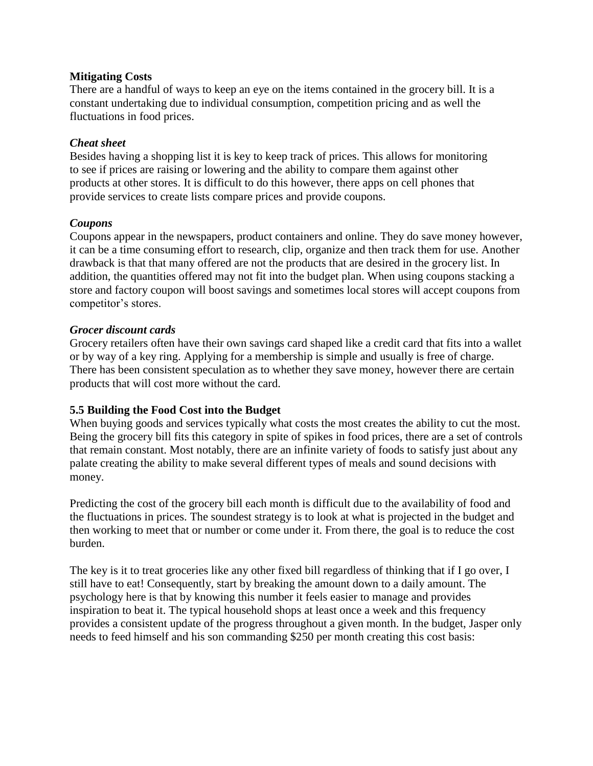**Mitigating Costs**

There are a handful of ways to keep an eye on the items contained in the grocery bill. It is a constant undertaking due to individual consumption, competition pricing and as well the fluctuations in food prices.

***Cheat sheet***

Besides having a shopping list it is key to keep track of prices. This allows for monitoring to see if prices are raising or lowering and the ability to compare them against other products at other stores. It is difficult to do this however, there apps on cell phones that provide services to create lists compare prices and provide coupons.

***Coupons***

Coupons appear in the newspapers, product containers and online. They do save money however, it can be a time consuming effort to research, clip, organize and then track them for use. Another drawback is that that many offered are not the products that are desired in the grocery list. In addition, the quantities offered may not fit into the budget plan. When using coupons stacking a store and factory coupon will boost savings and sometimes local stores will accept coupons from competitor's stores.

***Grocer discount cards***

Grocery retailers often have their own savings card shaped like a credit card that fits into a wallet or by way of a key ring. Applying for a membership is simple and usually is free of charge. There has been consistent speculation as to whether they save money, however there are certain products that will cost more without the card.

**5.5 Building the Food Cost into the Budget**

When buying goods and services typically what costs the most creates the ability to cut the most. Being the grocery bill fits this category in spite of spikes in food prices, there are a set of controls that remain constant. Most notably, there are an infinite variety of foods to satisfy just about any palate creating the ability to make several different types of meals and sound decisions with money.

Predicting the cost of the grocery bill each month is difficult due to the availability of food and the fluctuations in prices. The soundest strategy is to look at what is projected in the budget and then working to meet that or number or come under it. From there, the goal is to reduce the cost burden.

The key is it to treat groceries like any other fixed bill regardless of thinking that if I go over, I still have to eat! Consequently, start by breaking the amount down to a daily amount. The psychology here is that by knowing this number it feels easier to manage and provides inspiration to beat it. The typical household shops at least once a week and this frequency provides a consistent update of the progress throughout a given month. In the budget, Jasper only needs to feed himself and his son commanding $250 per month creating this cost basis: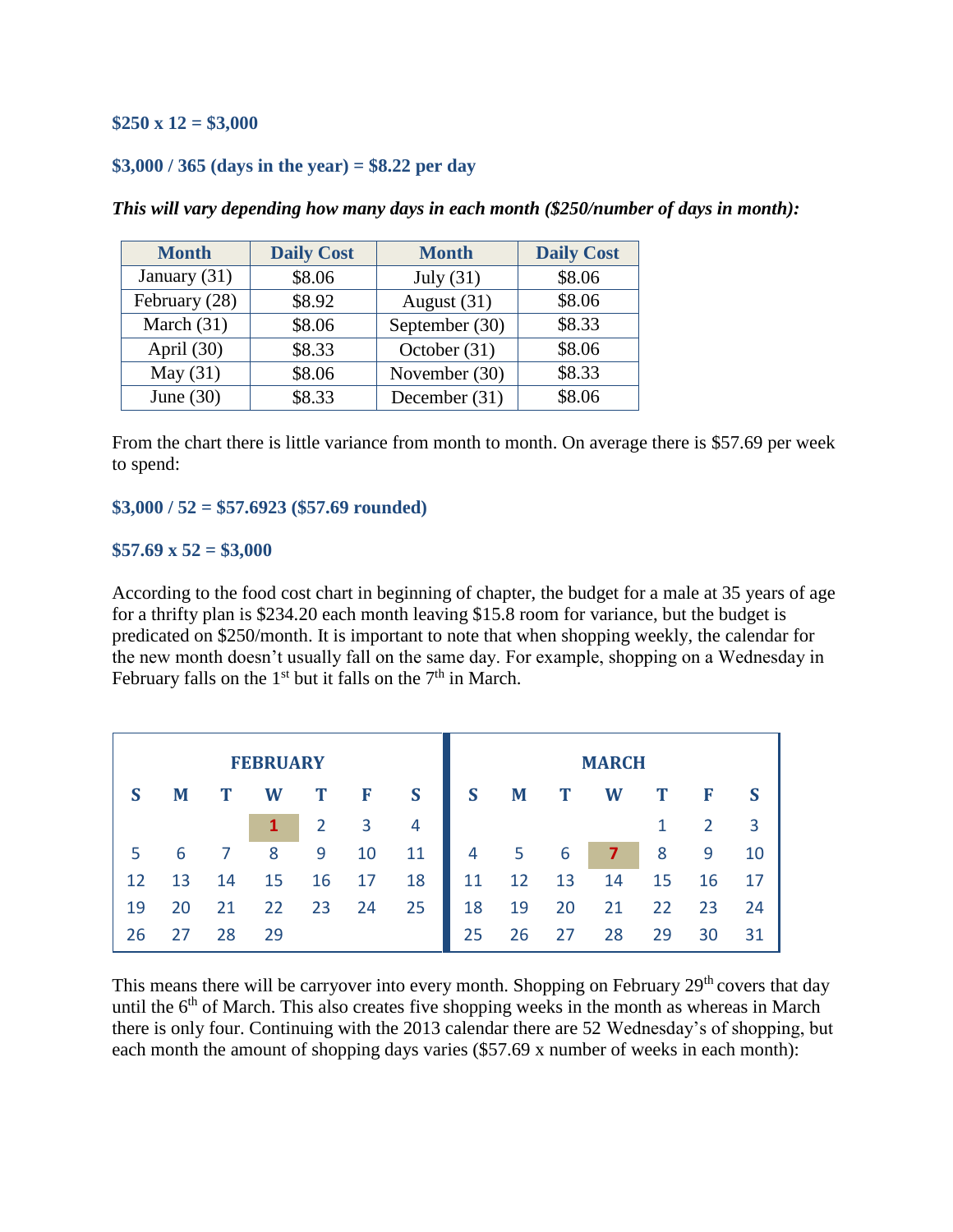**\$250 x 12 = \$3,000**

**\$3,000 / 365 (days in the year) = \$8.22 per day**

***This will vary depending how many days in each month (\$250/number of days in month):***

| Month | Daily Cost | Month | Daily Cost |
|---|---|---|---|
| January (31) | \$8.06 | July (31) | \$8.06 |
| February (28) | \$8.92 | August (31) | \$8.06 |
| March (31) | \$8.06 | September (30) | \$8.33 |
| April (30) | \$8.33 | October (31) | \$8.06 |
| May (31) | \$8.06 | November (30) | \$8.33 |
| June (30) | \$8.33 | December (31) | \$8.06 |

From the chart there is little variance from month to month. On average there is \$57.69 per week to spend:

**\$3,000 / 52 = \$57.6923 (\$57.69 rounded)**

**\$57.69 x 52 = \$3,000**

According to the food cost chart in beginning of chapter, the budget for a male at 35 years of age for a thrifty plan is \$234.20 each month leaving \$15.8 room for variance, but the budget is predicated on \$250/month. It is important to note that when shopping weekly, the calendar for the new month doesn't usually fall on the same day. For example, shopping on a Wednesday in February falls on the 1st but it falls on the 7th in March.

| FEBRUARY | | | | | | |
|---|---|---|---|---|---|---|
| S | M | T | W | T | F | S |
| | | | **1** | 2 | 3 | 4 |
| 5 | 6 | 7 | 8 | 9 | 10 | 11 |
| 12 | 13 | 14 | 15 | 16 | 17 | 18 |
| 19 | 20 | 21 | 22 | 23 | 24 | 25 |
| 26 | 27 | 28 | 29 | | | |

| MARCH | | | | | | |
|---|---|---|---|---|---|---|
| S | M | T | W | T | F | S |
| | | | | 1 | 2 | 3 |
| 4 | 5 | 6 | **7** | 8 | 9 | 10 |
| 11 | 12 | 13 | 14 | 15 | 16 | 17 |
| 18 | 19 | 20 | 21 | 22 | 23 | 24 |
| 25 | 26 | 27 | 28 | 29 | 30 | 31 |

This means there will be carryover into every month. Shopping on February 29th covers that day until the 6th of March. This also creates five shopping weeks in the month as whereas in March there is only four. Continuing with the 2013 calendar there are 52 Wednesday's of shopping, but each month the amount of shopping days varies (\$57.69 x number of weeks in each month):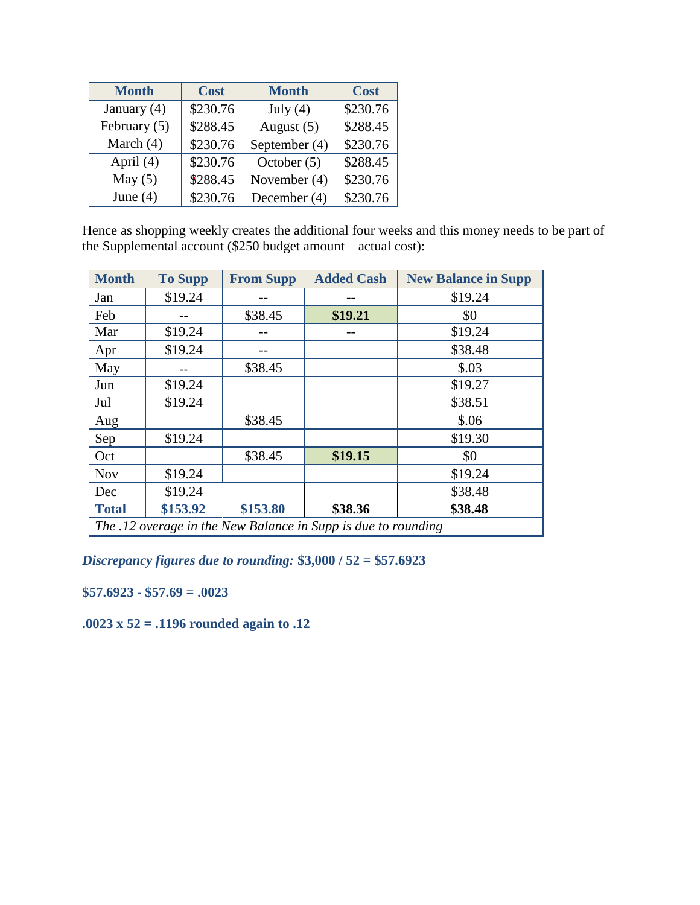| Month | Cost | Month | Cost |
|---|---|---|---|
| January (4) | \$230.76 | July (4) | \$230.76 |
| February (5) | \$288.45 | August (5) | \$288.45 |
| March (4) | \$230.76 | September (4) | \$230.76 |
| April (4) | \$230.76 | October (5) | \$288.45 |
| May (5) | \$288.45 | November (4) | \$230.76 |
| June (4) | \$230.76 | December (4) | \$230.76 |

Hence as shopping weekly creates the additional four weeks and this money needs to be part of the Supplemental account (\$250 budget amount – actual cost):

| Month | To Supp | From Supp | Added Cash | New Balance in Supp |
|---|---|---|---|---|
| Jan | \$19.24 | -- | -- | \$19.24 |
| Feb | -- | \$38.45 | **\$19.21** | \$0 |
| Mar | \$19.24 | -- | -- | \$19.24 |
| Apr | \$19.24 | -- | | \$38.48 |
| May | -- | \$38.45 | | \$.03 |
| Jun | \$19.24 | | | \$19.27 |
| Jul | \$19.24 | | | \$38.51 |
| Aug | | \$38.45 | | \$.06 |
| Sep | \$19.24 | | | \$19.30 |
| Oct | | \$38.45 | **\$19.15** | \$0 |
| Nov | \$19.24 | | | \$19.24 |
| Dec | \$19.24 | | | \$38.48 |
| **Total** | **\$153.92** | **\$153.80** | **\$38.36** | **\$38.48** |
| *The .12 overage in the New Balance in Supp is due to rounding* | | | | |

***Discrepancy figures due to rounding:* \$3,000 / 52 = \$57.6923**

**\$57.6923 - \$57.69 = .0023**

**.0023 x 52 = .1196 rounded again to .12**